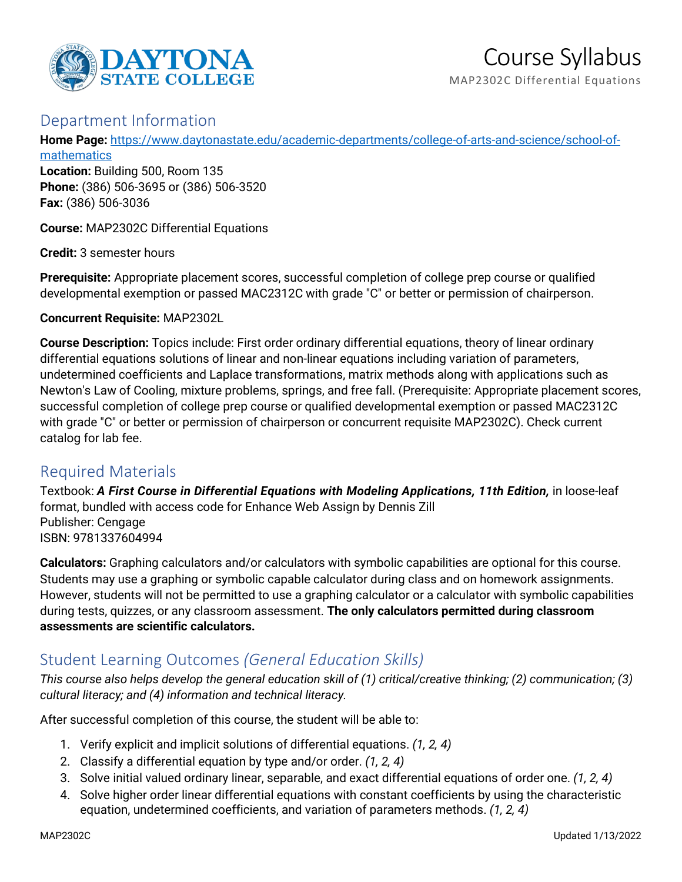# Course Syllabus

MAP2302C Differential Equations

## Department Information

**Home Page:** [https://www.daytonastate.edu/academic-departments/college-of-arts-and-science/school-of-mathematics](https://www.daytonastate.edu/academic-departments/college-of-arts-and-science/school-of-mathematics)
**Location:** Building 500, Room 135
**Phone:** (386) 506-3695 or (386) 506-3520
**Fax:** (386) 506-3036

**Course:** MAP2302C Differential Equations

**Credit:** 3 semester hours

**Prerequisite:** Appropriate placement scores, successful completion of college prep course or qualified developmental exemption or passed MAC2312C with grade "C" or better or permission of chairperson.

**Concurrent Requisite:** MAP2302L

**Course Description:** Topics include: First order ordinary differential equations, theory of linear ordinary differential equations solutions of linear and non-linear equations including variation of parameters, undetermined coefficients and Laplace transformations, matrix methods along with applications such as Newton's Law of Cooling, mixture problems, springs, and free fall. (Prerequisite: Appropriate placement scores, successful completion of college prep course or qualified developmental exemption or passed MAC2312C with grade "C" or better or permission of chairperson or concurrent requisite MAP2302C). Check current catalog for lab fee.

## Required Materials

Textbook: ***A First Course in Differential Equations with Modeling Applications, 11th Edition,*** in loose-leaf format, bundled with access code for Enhance Web Assign by Dennis Zill
Publisher: Cengage
ISBN: 9781337604994

**Calculators:** Graphing calculators and/or calculators with symbolic capabilities are optional for this course. Students may use a graphing or symbolic capable calculator during class and on homework assignments. However, students will not be permitted to use a graphing calculator or a calculator with symbolic capabilities during tests, quizzes, or any classroom assessment. **The only calculators permitted during classroom assessments are scientific calculators.**

## Student Learning Outcomes *(General Education Skills)*

*This course also helps develop the general education skill of (1) critical/creative thinking; (2) communication; (3) cultural literacy; and (4) information and technical literacy.*

After successful completion of this course, the student will be able to:

1. Verify explicit and implicit solutions of differential equations. *(1, 2, 4)*
2. Classify a differential equation by type and/or order. *(1, 2, 4)*
3. Solve initial valued ordinary linear, separable, and exact differential equations of order one. *(1, 2, 4)*
4. Solve higher order linear differential equations with constant coefficients by using the characteristic equation, undetermined coefficients, and variation of parameters methods. *(1, 2, 4)*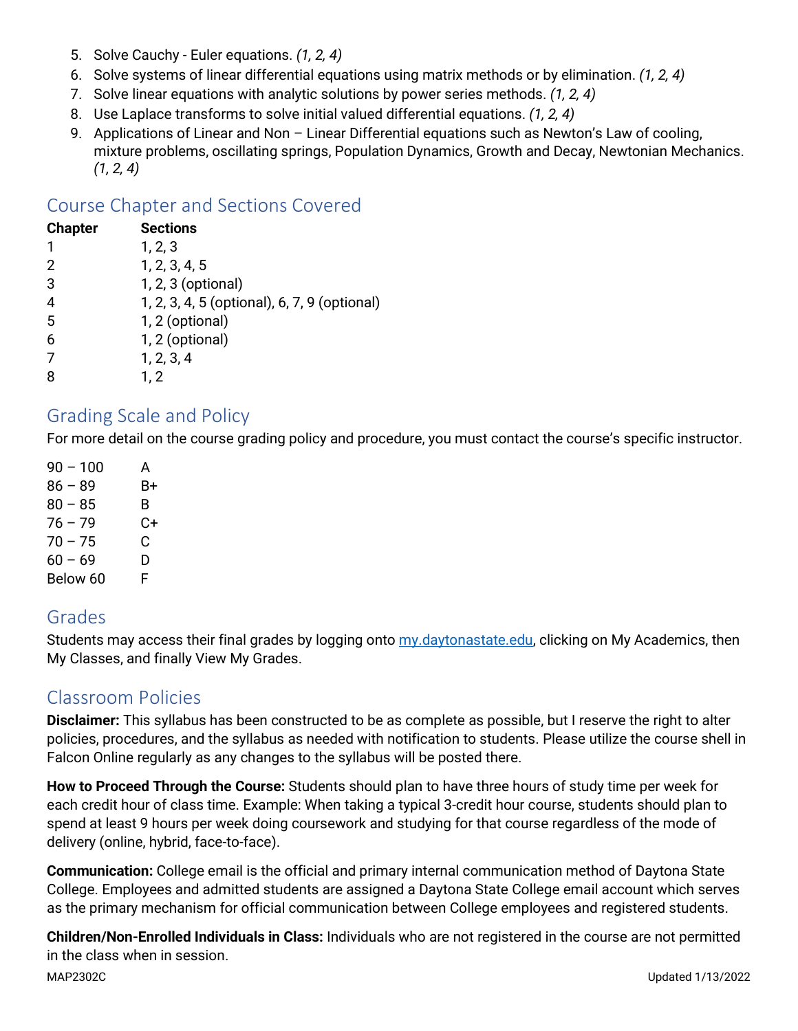5. Solve Cauchy - Euler equations. *(1, 2, 4)*
6. Solve systems of linear differential equations using matrix methods or by elimination. *(1, 2, 4)*
7. Solve linear equations with analytic solutions by power series methods. *(1, 2, 4)*
8. Use Laplace transforms to solve initial valued differential equations. *(1, 2, 4)*
9. Applications of Linear and Non – Linear Differential equations such as Newton's Law of cooling, mixture problems, oscillating springs, Population Dynamics, Growth and Decay, Newtonian Mechanics. *(1, 2, 4)*

## Course Chapter and Sections Covered

| Chapter | Sections |
|---|---|
| 1 | 1, 2, 3 |
| 2 | 1, 2, 3, 4, 5 |
| 3 | 1, 2, 3 (optional) |
| 4 | 1, 2, 3, 4, 5 (optional), 6, 7, 9 (optional) |
| 5 | 1, 2 (optional) |
| 6 | 1, 2 (optional) |
| 7 | 1, 2, 3, 4 |
| 8 | 1, 2 |

## Grading Scale and Policy

For more detail on the course grading policy and procedure, you must contact the course's specific instructor.

| | |
|---|---|
| 90 – 100 | A |
| 86 – 89 | B+ |
| 80 – 85 | B |
| 76 – 79 | C+ |
| 70 – 75 | C |
| 60 – 69 | D |
| Below 60 | F |

## Grades

Students may access their final grades by logging onto my.daytonastate.edu, clicking on My Academics, then My Classes, and finally View My Grades.

## Classroom Policies

**Disclaimer:** This syllabus has been constructed to be as complete as possible, but I reserve the right to alter policies, procedures, and the syllabus as needed with notification to students. Please utilize the course shell in Falcon Online regularly as any changes to the syllabus will be posted there.

**How to Proceed Through the Course:** Students should plan to have three hours of study time per week for each credit hour of class time. Example: When taking a typical 3-credit hour course, students should plan to spend at least 9 hours per week doing coursework and studying for that course regardless of the mode of delivery (online, hybrid, face-to-face).

**Communication:** College email is the official and primary internal communication method of Daytona State College. Employees and admitted students are assigned a Daytona State College email account which serves as the primary mechanism for official communication between College employees and registered students.

**Children/Non-Enrolled Individuals in Class:** Individuals who are not registered in the course are not permitted in the class when in session.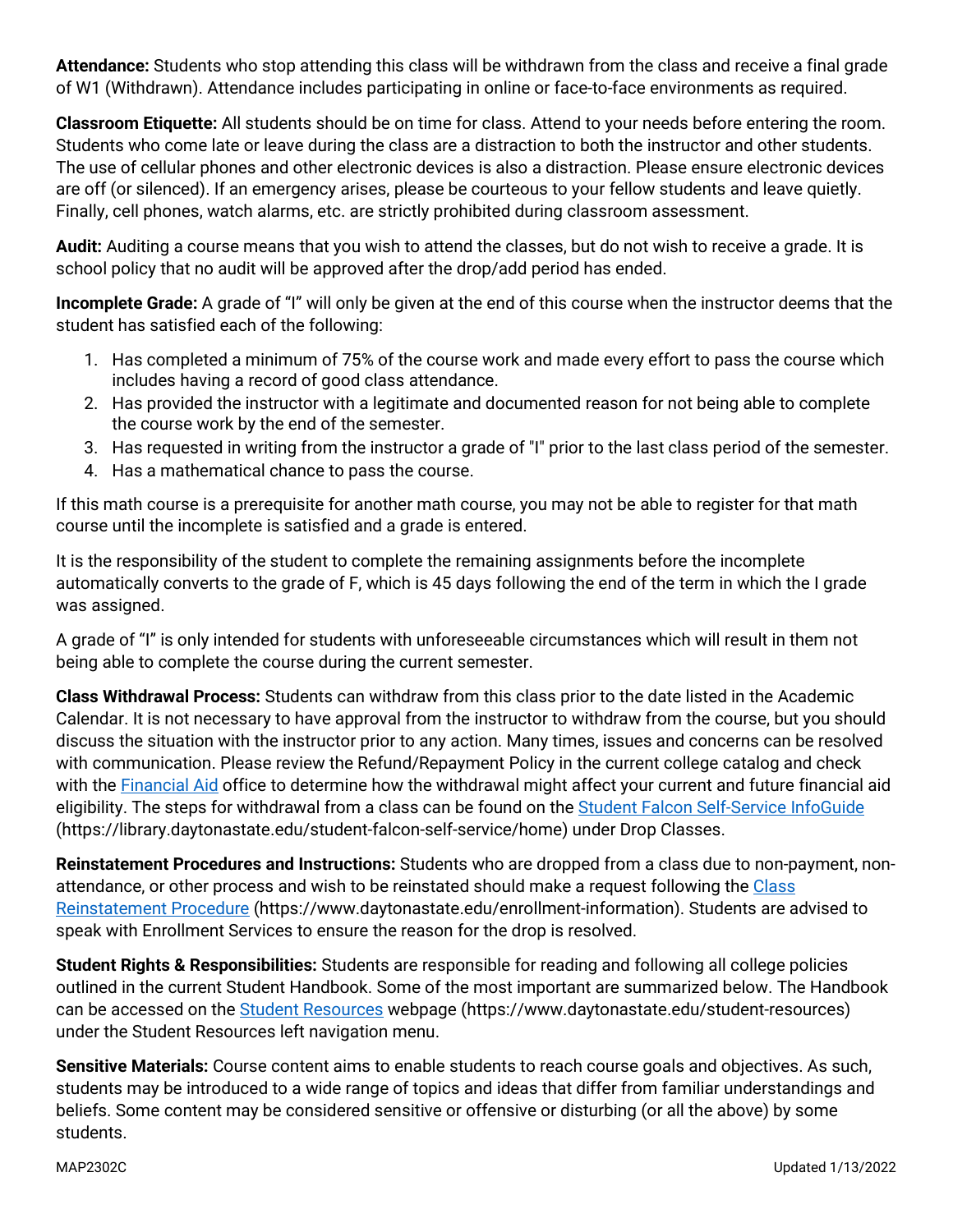**Attendance:** Students who stop attending this class will be withdrawn from the class and receive a final grade of W1 (Withdrawn). Attendance includes participating in online or face-to-face environments as required.

**Classroom Etiquette:** All students should be on time for class. Attend to your needs before entering the room. Students who come late or leave during the class are a distraction to both the instructor and other students. The use of cellular phones and other electronic devices is also a distraction. Please ensure electronic devices are off (or silenced). If an emergency arises, please be courteous to your fellow students and leave quietly. Finally, cell phones, watch alarms, etc. are strictly prohibited during classroom assessment.

**Audit:** Auditing a course means that you wish to attend the classes, but do not wish to receive a grade. It is school policy that no audit will be approved after the drop/add period has ended.

**Incomplete Grade:** A grade of "I" will only be given at the end of this course when the instructor deems that the student has satisfied each of the following:

1. Has completed a minimum of 75% of the course work and made every effort to pass the course which includes having a record of good class attendance.
2. Has provided the instructor with a legitimate and documented reason for not being able to complete the course work by the end of the semester.
3. Has requested in writing from the instructor a grade of "I" prior to the last class period of the semester.
4. Has a mathematical chance to pass the course.

If this math course is a prerequisite for another math course, you may not be able to register for that math course until the incomplete is satisfied and a grade is entered.

It is the responsibility of the student to complete the remaining assignments before the incomplete automatically converts to the grade of F, which is 45 days following the end of the term in which the I grade was assigned.

A grade of "I" is only intended for students with unforeseeable circumstances which will result in them not being able to complete the course during the current semester.

**Class Withdrawal Process:** Students can withdraw from this class prior to the date listed in the Academic Calendar. It is not necessary to have approval from the instructor to withdraw from the course, but you should discuss the situation with the instructor prior to any action. Many times, issues and concerns can be resolved with communication. Please review the Refund/Repayment Policy in the current college catalog and check with the Financial Aid office to determine how the withdrawal might affect your current and future financial aid eligibility. The steps for withdrawal from a class can be found on the Student Falcon Self-Service InfoGuide (https://library.daytonastate.edu/student-falcon-self-service/home) under Drop Classes.

**Reinstatement Procedures and Instructions:** Students who are dropped from a class due to non-payment, non-attendance, or other process and wish to be reinstated should make a request following the Class Reinstatement Procedure (https://www.daytonastate.edu/enrollment-information). Students are advised to speak with Enrollment Services to ensure the reason for the drop is resolved.

**Student Rights & Responsibilities:** Students are responsible for reading and following all college policies outlined in the current Student Handbook. Some of the most important are summarized below. The Handbook can be accessed on the Student Resources webpage (https://www.daytonastate.edu/student-resources) under the Student Resources left navigation menu.

**Sensitive Materials:** Course content aims to enable students to reach course goals and objectives. As such, students may be introduced to a wide range of topics and ideas that differ from familiar understandings and beliefs. Some content may be considered sensitive or offensive or disturbing (or all the above) by some students.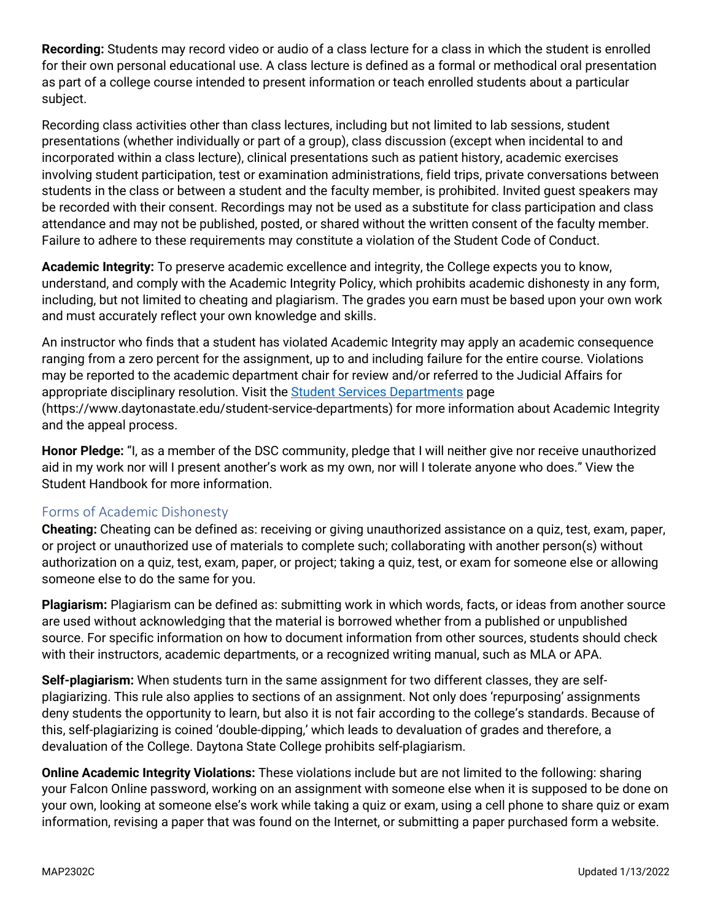**Recording:** Students may record video or audio of a class lecture for a class in which the student is enrolled for their own personal educational use. A class lecture is defined as a formal or methodical oral presentation as part of a college course intended to present information or teach enrolled students about a particular subject.

Recording class activities other than class lectures, including but not limited to lab sessions, student presentations (whether individually or part of a group), class discussion (except when incidental to and incorporated within a class lecture), clinical presentations such as patient history, academic exercises involving student participation, test or examination administrations, field trips, private conversations between students in the class or between a student and the faculty member, is prohibited. Invited guest speakers may be recorded with their consent. Recordings may not be used as a substitute for class participation and class attendance and may not be published, posted, or shared without the written consent of the faculty member. Failure to adhere to these requirements may constitute a violation of the Student Code of Conduct.

**Academic Integrity:** To preserve academic excellence and integrity, the College expects you to know, understand, and comply with the Academic Integrity Policy, which prohibits academic dishonesty in any form, including, but not limited to cheating and plagiarism. The grades you earn must be based upon your own work and must accurately reflect your own knowledge and skills.

An instructor who finds that a student has violated Academic Integrity may apply an academic consequence ranging from a zero percent for the assignment, up to and including failure for the entire course. Violations may be reported to the academic department chair for review and/or referred to the Judicial Affairs for appropriate disciplinary resolution. Visit the [Student Services Departments](https://www.daytonastate.edu/student-service-departments) page (https://www.daytonastate.edu/student-service-departments) for more information about Academic Integrity and the appeal process.

**Honor Pledge:** "I, as a member of the DSC community, pledge that I will neither give nor receive unauthorized aid in my work nor will I present another's work as my own, nor will I tolerate anyone who does." View the Student Handbook for more information.

## Forms of Academic Dishonesty

**Cheating:** Cheating can be defined as: receiving or giving unauthorized assistance on a quiz, test, exam, paper, or project or unauthorized use of materials to complete such; collaborating with another person(s) without authorization on a quiz, test, exam, paper, or project; taking a quiz, test, or exam for someone else or allowing someone else to do the same for you.

**Plagiarism:** Plagiarism can be defined as: submitting work in which words, facts, or ideas from another source are used without acknowledging that the material is borrowed whether from a published or unpublished source. For specific information on how to document information from other sources, students should check with their instructors, academic departments, or a recognized writing manual, such as MLA or APA.

**Self-plagiarism:** When students turn in the same assignment for two different classes, they are self-plagiarizing. This rule also applies to sections of an assignment. Not only does 'repurposing' assignments deny students the opportunity to learn, but also it is not fair according to the college's standards. Because of this, self-plagiarizing is coined 'double-dipping,' which leads to devaluation of grades and therefore, a devaluation of the College. Daytona State College prohibits self-plagiarism.

**Online Academic Integrity Violations:** These violations include but are not limited to the following: sharing your Falcon Online password, working on an assignment with someone else when it is supposed to be done on your own, looking at someone else's work while taking a quiz or exam, using a cell phone to share quiz or exam information, revising a paper that was found on the Internet, or submitting a paper purchased form a website.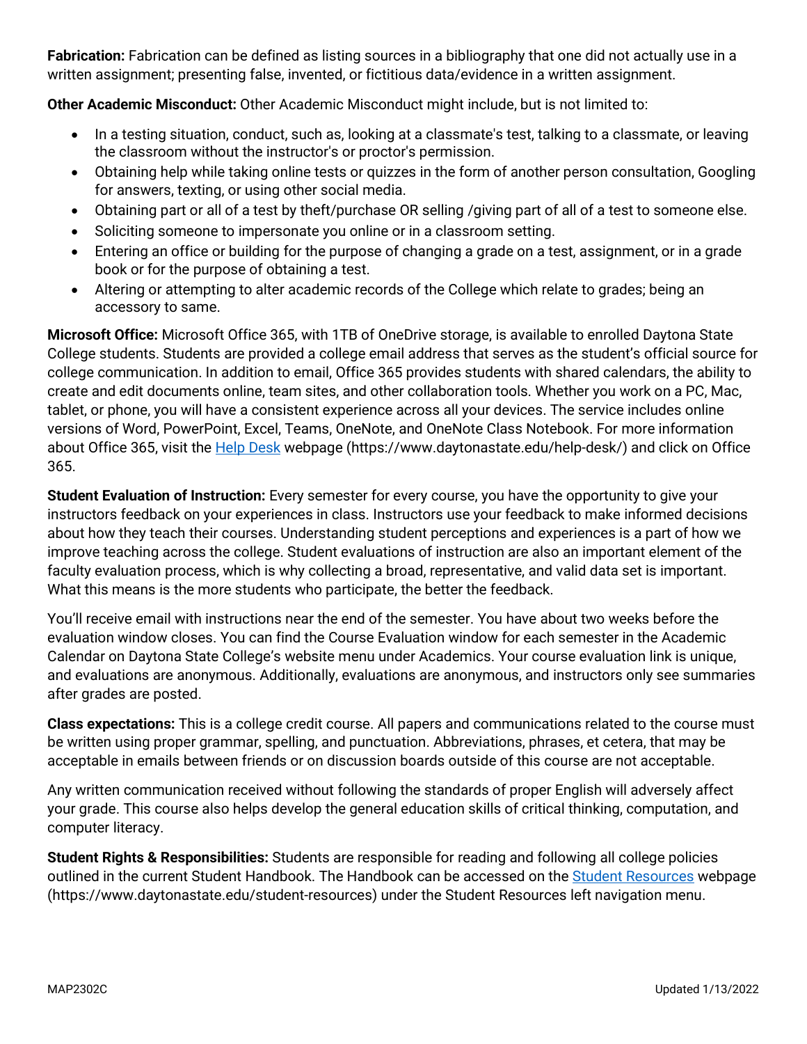**Fabrication:** Fabrication can be defined as listing sources in a bibliography that one did not actually use in a written assignment; presenting false, invented, or fictitious data/evidence in a written assignment.

**Other Academic Misconduct:** Other Academic Misconduct might include, but is not limited to:

- In a testing situation, conduct, such as, looking at a classmate's test, talking to a classmate, or leaving the classroom without the instructor's or proctor's permission.
- Obtaining help while taking online tests or quizzes in the form of another person consultation, Googling for answers, texting, or using other social media.
- Obtaining part or all of a test by theft/purchase OR selling /giving part of all of a test to someone else.
- Soliciting someone to impersonate you online or in a classroom setting.
- Entering an office or building for the purpose of changing a grade on a test, assignment, or in a grade book or for the purpose of obtaining a test.
- Altering or attempting to alter academic records of the College which relate to grades; being an accessory to same.

**Microsoft Office:** Microsoft Office 365, with 1TB of OneDrive storage, is available to enrolled Daytona State College students. Students are provided a college email address that serves as the student's official source for college communication. In addition to email, Office 365 provides students with shared calendars, the ability to create and edit documents online, team sites, and other collaboration tools. Whether you work on a PC, Mac, tablet, or phone, you will have a consistent experience across all your devices. The service includes online versions of Word, PowerPoint, Excel, Teams, OneNote, and OneNote Class Notebook. For more information about Office 365, visit the [Help Desk](https://www.daytonastate.edu/help-desk/) webpage (https://www.daytonastate.edu/help-desk/) and click on Office 365.

**Student Evaluation of Instruction:** Every semester for every course, you have the opportunity to give your instructors feedback on your experiences in class. Instructors use your feedback to make informed decisions about how they teach their courses. Understanding student perceptions and experiences is a part of how we improve teaching across the college. Student evaluations of instruction are also an important element of the faculty evaluation process, which is why collecting a broad, representative, and valid data set is important. What this means is the more students who participate, the better the feedback.

You'll receive email with instructions near the end of the semester. You have about two weeks before the evaluation window closes. You can find the Course Evaluation window for each semester in the Academic Calendar on Daytona State College's website menu under Academics. Your course evaluation link is unique, and evaluations are anonymous. Additionally, evaluations are anonymous, and instructors only see summaries after grades are posted.

**Class expectations:** This is a college credit course. All papers and communications related to the course must be written using proper grammar, spelling, and punctuation. Abbreviations, phrases, et cetera, that may be acceptable in emails between friends or on discussion boards outside of this course are not acceptable.

Any written communication received without following the standards of proper English will adversely affect your grade. This course also helps develop the general education skills of critical thinking, computation, and computer literacy.

**Student Rights & Responsibilities:** Students are responsible for reading and following all college policies outlined in the current Student Handbook. The Handbook can be accessed on the [Student Resources](https://www.daytonastate.edu/student-resources) webpage (https://www.daytonastate.edu/student-resources) under the Student Resources left navigation menu.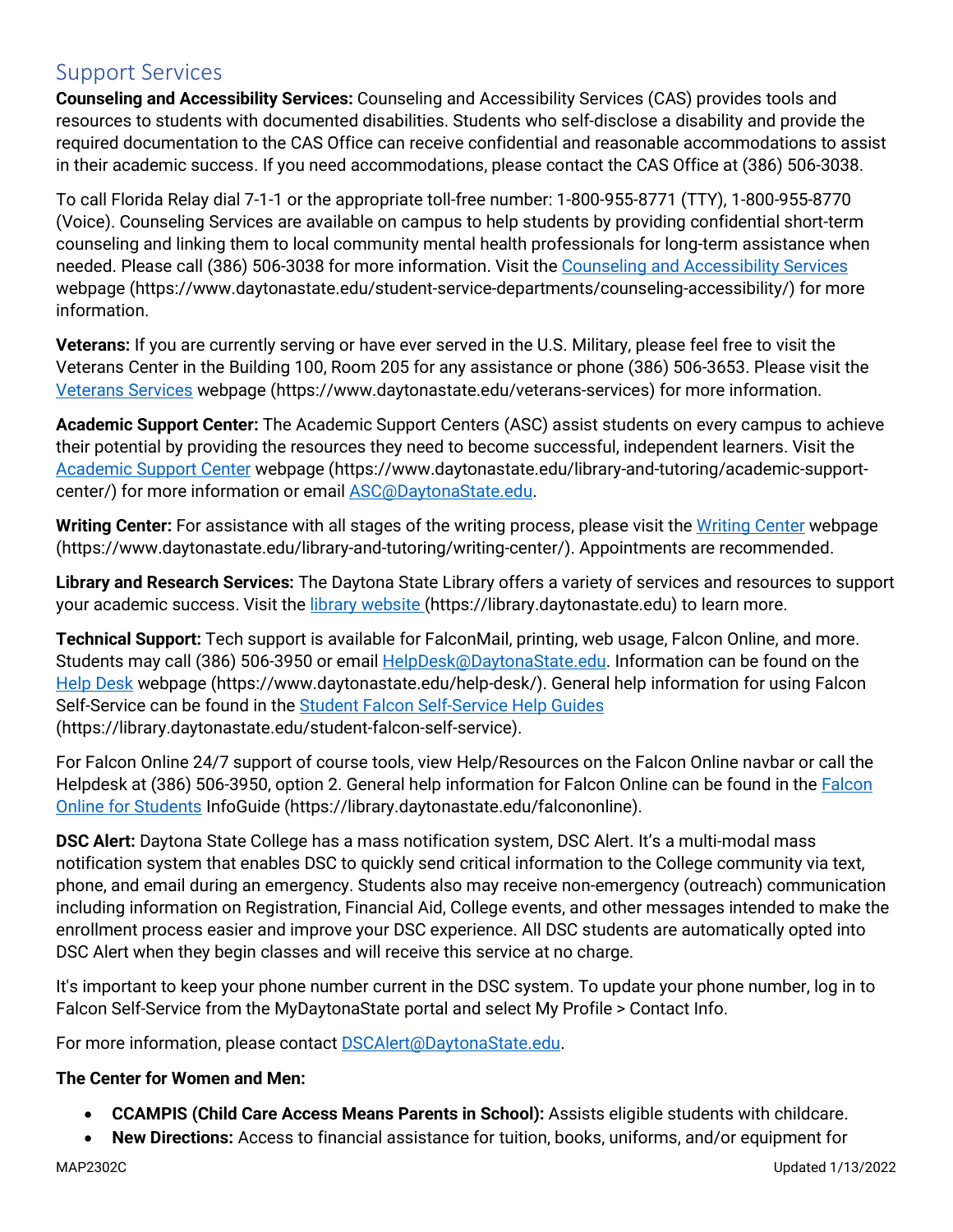## Support Services

**Counseling and Accessibility Services:** Counseling and Accessibility Services (CAS) provides tools and resources to students with documented disabilities. Students who self-disclose a disability and provide the required documentation to the CAS Office can receive confidential and reasonable accommodations to assist in their academic success. If you need accommodations, please contact the CAS Office at (386) 506-3038.

To call Florida Relay dial 7-1-1 or the appropriate toll-free number: 1-800-955-8771 (TTY), 1-800-955-8770 (Voice). Counseling Services are available on campus to help students by providing confidential short-term counseling and linking them to local community mental health professionals for long-term assistance when needed. Please call (386) 506-3038 for more information. Visit the [Counseling and Accessibility Services](https://www.daytonastate.edu/student-service-departments/counseling-accessibility/) webpage (https://www.daytonastate.edu/student-service-departments/counseling-accessibility/) for more information.

**Veterans:** If you are currently serving or have ever served in the U.S. Military, please feel free to visit the Veterans Center in the Building 100, Room 205 for any assistance or phone (386) 506-3653. Please visit the [Veterans Services](https://www.daytonastate.edu/veterans-services) webpage (https://www.daytonastate.edu/veterans-services) for more information.

**Academic Support Center:** The Academic Support Centers (ASC) assist students on every campus to achieve their potential by providing the resources they need to become successful, independent learners. Visit the [Academic Support Center](https://www.daytonastate.edu/library-and-tutoring/academic-support-center/) webpage (https://www.daytonastate.edu/library-and-tutoring/academic-support-center/) for more information or email [ASC@DaytonaState.edu](mailto:ASC@DaytonaState.edu).

**Writing Center:** For assistance with all stages of the writing process, please visit the [Writing Center](https://www.daytonastate.edu/library-and-tutoring/writing-center/) webpage (https://www.daytonastate.edu/library-and-tutoring/writing-center/). Appointments are recommended.

**Library and Research Services:** The Daytona State Library offers a variety of services and resources to support your academic success. Visit the [library website](https://library.daytonastate.edu) (https://library.daytonastate.edu) to learn more.

**Technical Support:** Tech support is available for FalconMail, printing, web usage, Falcon Online, and more. Students may call (386) 506-3950 or email [HelpDesk@DaytonaState.edu](mailto:HelpDesk@DaytonaState.edu). Information can be found on the [Help Desk](https://www.daytonastate.edu/help-desk/) webpage (https://www.daytonastate.edu/help-desk/). General help information for using Falcon Self-Service can be found in the [Student Falcon Self-Service Help Guides](https://library.daytonastate.edu/student-falcon-self-service) (https://library.daytonastate.edu/student-falcon-self-service).

For Falcon Online 24/7 support of course tools, view Help/Resources on the Falcon Online navbar or call the Helpdesk at (386) 506-3950, option 2. General help information for Falcon Online can be found in the [Falcon Online for Students](https://library.daytonastate.edu/falcononline) InfoGuide (https://library.daytonastate.edu/falcononline).

**DSC Alert:** Daytona State College has a mass notification system, DSC Alert. It's a multi-modal mass notification system that enables DSC to quickly send critical information to the College community via text, phone, and email during an emergency. Students also may receive non-emergency (outreach) communication including information on Registration, Financial Aid, College events, and other messages intended to make the enrollment process easier and improve your DSC experience. All DSC students are automatically opted into DSC Alert when they begin classes and will receive this service at no charge.

It's important to keep your phone number current in the DSC system. To update your phone number, log in to Falcon Self-Service from the MyDaytonaState portal and select My Profile > Contact Info.

For more information, please contact [DSCAlert@DaytonaState.edu](mailto:DSCAlert@DaytonaState.edu).

**The Center for Women and Men:**

- **CCAMPIS (Child Care Access Means Parents in School):** Assists eligible students with childcare.
- **New Directions:** Access to financial assistance for tuition, books, uniforms, and/or equipment for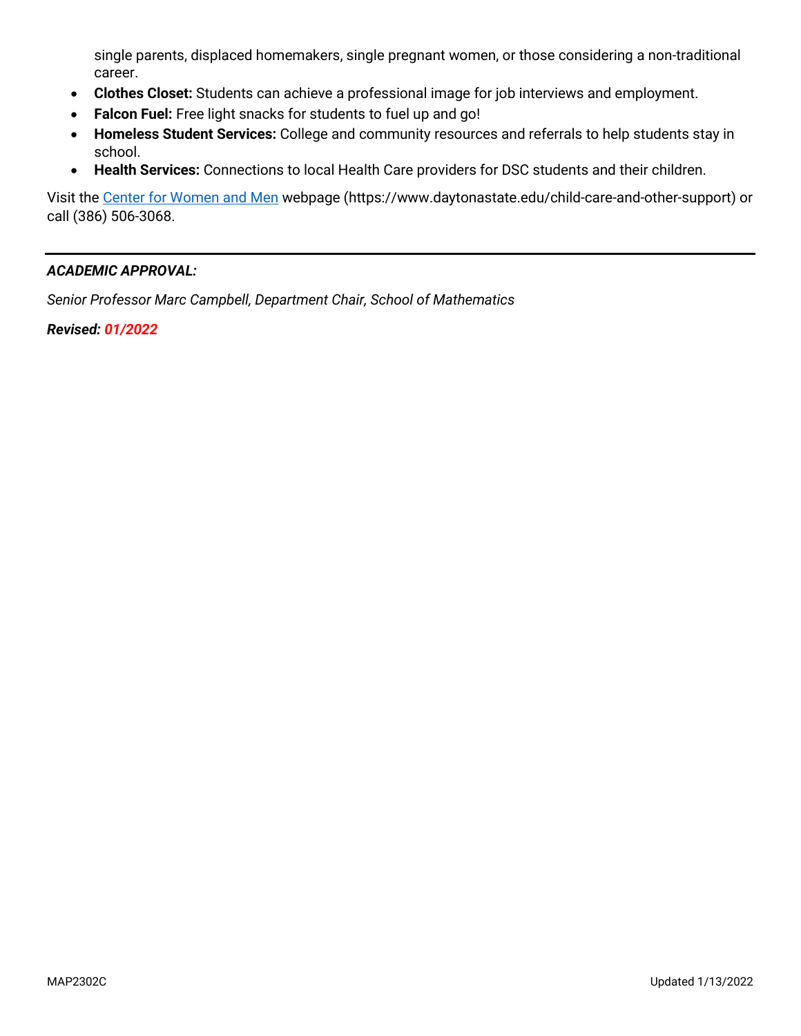single parents, displaced homemakers, single pregnant women, or those considering a non-traditional career.

- **Clothes Closet:** Students can achieve a professional image for job interviews and employment.
- **Falcon Fuel:** Free light snacks for students to fuel up and go!
- **Homeless Student Services:** College and community resources and referrals to help students stay in school.
- **Health Services:** Connections to local Health Care providers for DSC students and their children.

Visit the Center for Women and Men webpage (https://www.daytonastate.edu/child-care-and-other-support) or call (386) 506-3068.

---

***ACADEMIC APPROVAL:***

*Senior Professor Marc Campbell, Department Chair, School of Mathematics*

***Revised: 01/2022***